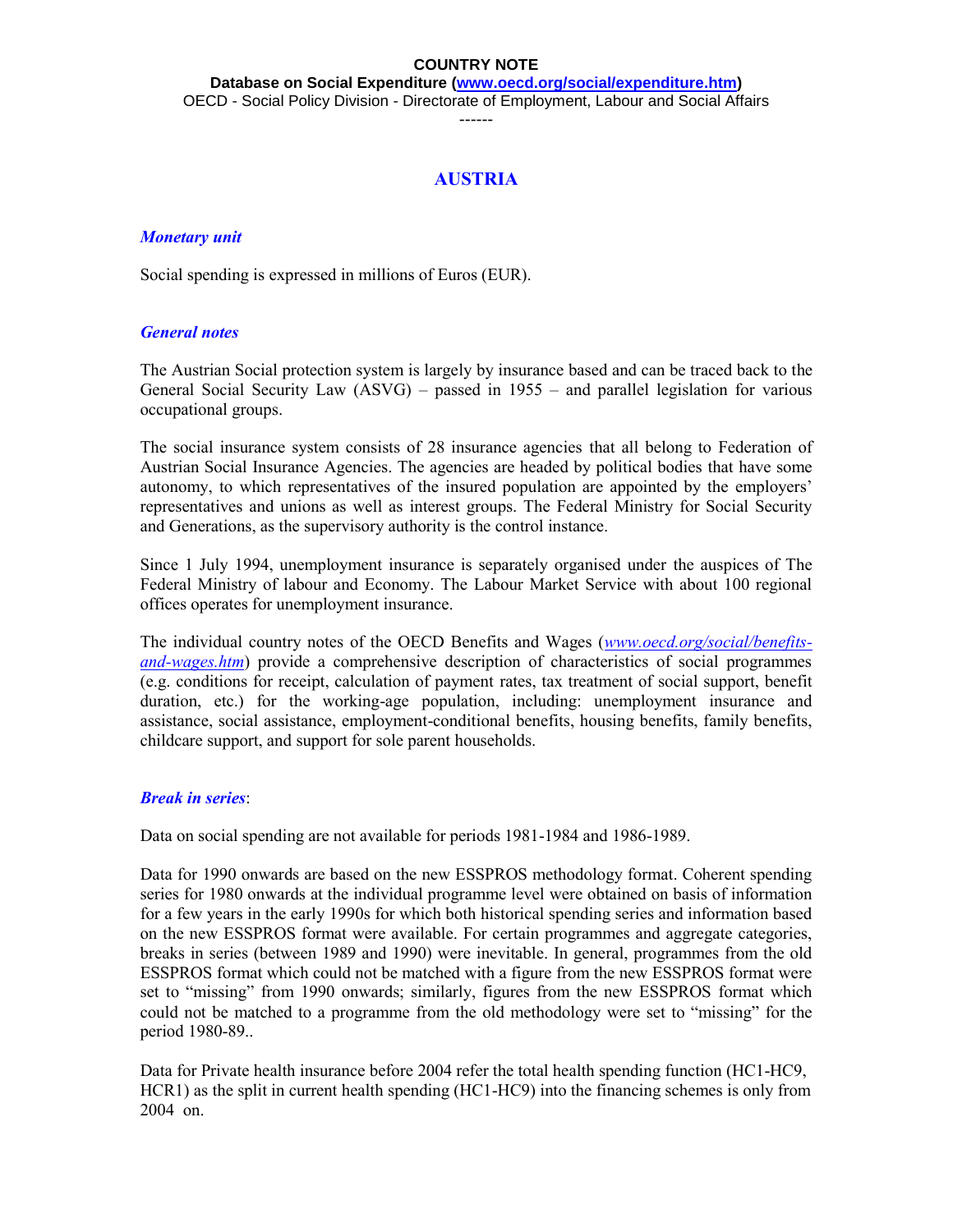**COUNTRY NOTE**

**Database on Social Expenditure ([www.oecd.org/social/expenditure.htm](www.oecd.org/social/expenditure.htm))**

OECD - Social Policy Division - Directorate of Employment, Labour and Social Affairs

------

# AUSTRIA

## *Monetary unit*

Social spending is expressed in millions of Euros (EUR).

## *General notes*

The Austrian Social protection system is largely by insurance based and can be traced back to the General Social Security Law (ASVG) – passed in 1955 – and parallel legislation for various occupational groups.

The social insurance system consists of 28 insurance agencies that all belong to Federation of Austrian Social Insurance Agencies. The agencies are headed by political bodies that have some autonomy, to which representatives of the insured population are appointed by the employers' representatives and unions as well as interest groups. The Federal Ministry for Social Security and Generations, as the supervisory authority is the control instance.

Since 1 July 1994, unemployment insurance is separately organised under the auspices of The Federal Ministry of labour and Economy. The Labour Market Service with about 100 regional offices operates for unemployment insurance.

The individual country notes of the OECD Benefits and Wages (*[www.oecd.org/social/benefits-and-wages.htm](www.oecd.org/social/benefits-and-wages.htm)*) provide a comprehensive description of characteristics of social programmes (e.g. conditions for receipt, calculation of payment rates, tax treatment of social support, benefit duration, etc.) for the working-age population, including: unemployment insurance and assistance, social assistance, employment-conditional benefits, housing benefits, family benefits, childcare support, and support for sole parent households.

## *Break in series*:

Data on social spending are not available for periods 1981-1984 and 1986-1989.

Data for 1990 onwards are based on the new ESSPROS methodology format. Coherent spending series for 1980 onwards at the individual programme level were obtained on basis of information for a few years in the early 1990s for which both historical spending series and information based on the new ESSPROS format were available. For certain programmes and aggregate categories, breaks in series (between 1989 and 1990) were inevitable. In general, programmes from the old ESSPROS format which could not be matched with a figure from the new ESSPROS format were set to "missing" from 1990 onwards; similarly, figures from the new ESSPROS format which could not be matched to a programme from the old methodology were set to "missing" for the period 1980-89..

Data for Private health insurance before 2004 refer the total health spending function (HC1-HC9, HCR1) as the split in current health spending (HC1-HC9) into the financing schemes is only from 2004 on.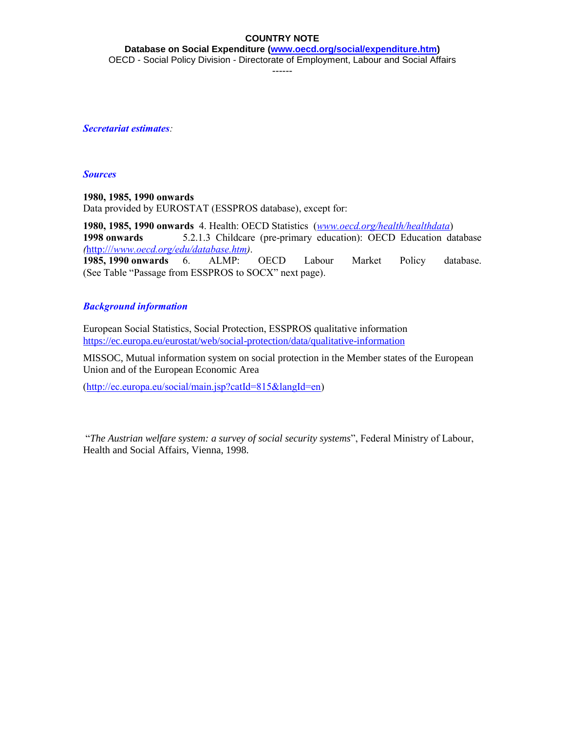**COUNTRY NOTE**

**Database on Social Expenditure (www.oecd.org/social/expenditure.htm)**

OECD - Social Policy Division - Directorate of Employment, Labour and Social Affairs

------

***Secretariat estimates***:

***Sources***

**1980, 1985, 1990 onwards**

Data provided by EUROSTAT (ESSPROS database), except for:

**1980, 1985, 1990 onwards** 4. Health: OECD Statistics (*www.oecd.org/health/healthdata*)

**1998 onwards** 5.2.1.3 Childcare (pre-primary education): OECD Education database *(*http://*www.oecd.org/edu/database.htm)*.

**1985, 1990 onwards** 6. ALMP: OECD Labour Market Policy database. (See Table "Passage from ESSPROS to SOCX" next page).

***Background information***

European Social Statistics, Social Protection, ESSPROS qualitative information https://ec.europa.eu/eurostat/web/social-protection/data/qualitative-information

MISSOC, Mutual information system on social protection in the Member states of the European Union and of the European Economic Area

(http://ec.europa.eu/social/main.jsp?catId=815&langId=en)

"*The Austrian welfare system: a survey of social security systems*", Federal Ministry of Labour, Health and Social Affairs, Vienna, 1998.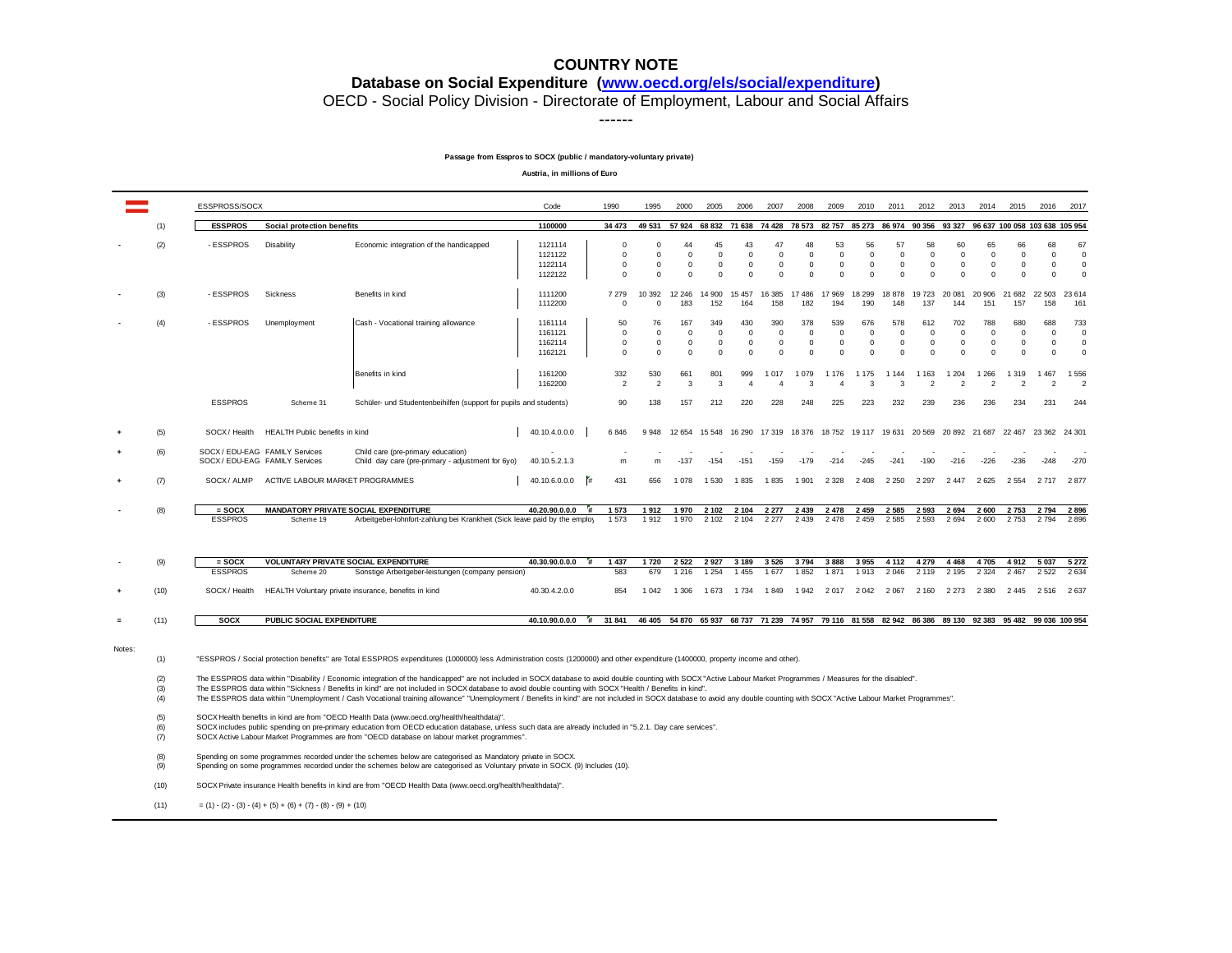# COUNTRY NOTE

## Database on Social Expenditure (www.oecd.org/els/social/expenditure)

OECD - Social Policy Division - Directorate of Employment, Labour and Social Affairs

------

**Passage from Esspros to SOCX (public / mandatory-voluntary private)**

**Austria, in millions of Euro**

| | | ESSPROSS/SOCX | | | Code | 1990 | 1995 | 2000 | 2005 | 2006 | 2007 | 2008 | 2009 | 2010 | 2011 | 2012 | 2013 | 2014 | 2015 | 2016 | 2017 |
|---|---|---|---|---|---|---|---|---|---|---|---|---|---|---|---|---|---|---|---|---|---|
| | (1) | **ESSPROS** | **Social protection benefits** | | 1100000 | 34 473 | 49 531 | 57 924 | 68 832 | 71 638 | 74 428 | 78 573 | 82 757 | 85 273 | 86 974 | 90 356 | 93 327 | 96 637 | 100 058 | 103 638 | 105 954 |
| - | (2) | - ESSPROS | Disability | Economic integration of the handicapped | 1121114 | 0 | 0 | 44 | 45 | 43 | 47 | 48 | 53 | 56 | 57 | 58 | 60 | 65 | 66 | 68 | 67 |
| | | | | | 1121122 | 0 | 0 | 0 | 0 | 0 | 0 | 0 | 0 | 0 | 0 | 0 | 0 | 0 | 0 | 0 | 0 |
| | | | | | 1122114 | 0 | 0 | 0 | 0 | 0 | 0 | 0 | 0 | 0 | 0 | 0 | 0 | 0 | 0 | 0 | 0 |
| | | | | | 1122122 | 0 | 0 | 0 | 0 | 0 | 0 | 0 | 0 | 0 | 0 | 0 | 0 | 0 | 0 | 0 | 0 |
| - | (3) | - ESSPROS | Sickness | Benefits in kind | 1111200 | 7 279 | 10 392 | 12 246 | 14 900 | 15 457 | 16 385 | 17 486 | 17 969 | 18 299 | 18 878 | 19 723 | 20 081 | 20 906 | 21 682 | 22 503 | 23 614 |
| | | | | | 1112200 | 0 | 0 | 183 | 152 | 164 | 158 | 182 | 194 | 190 | 148 | 137 | 144 | 151 | 157 | 158 | 161 |
| - | (4) | - ESSPROS | Unemployment | Cash - Vocational training allowance | 1161114 | 50 | 76 | 167 | 349 | 430 | 390 | 378 | 539 | 676 | 578 | 612 | 702 | 788 | 680 | 688 | 733 |
| | | | | | 1161121 | 0 | 0 | 0 | 0 | 0 | 0 | 0 | 0 | 0 | 0 | 0 | 0 | 0 | 0 | 0 | 0 |
| | | | | | 1162114 | 0 | 0 | 0 | 0 | 0 | 0 | 0 | 0 | 0 | 0 | 0 | 0 | 0 | 0 | 0 | 0 |
| | | | | | 1162121 | 0 | 0 | 0 | 0 | 0 | 0 | 0 | 0 | 0 | 0 | 0 | 0 | 0 | 0 | 0 | 0 |
| | | | | Benefits in kind | 1161200 | 332 | 530 | 661 | 801 | 999 | 1 017 | 1 079 | 1 176 | 1 175 | 1 144 | 1 163 | 1 204 | 1 266 | 1 319 | 1 467 | 1 556 |
| | | | | | 1162200 | 2 | 2 | 3 | 3 | 4 | 4 | 3 | 4 | 3 | 3 | 2 | 2 | 2 | 2 | 2 | 2 |
| | | ESSPROS | Scheme 31 | Schüler- und Studentenbeihilfen (support for pupils and students) | | 90 | 138 | 157 | 212 | 220 | 228 | 248 | 225 | 223 | 232 | 239 | 236 | 236 | 234 | 231 | 244 |
| + | (5) | SOCX / Health | HEALTH Public benefits in kind | | 40.10.4.0.0.0 | 6 846 | 9 948 | 12 654 | 15 548 | 16 290 | 17 319 | 18 376 | 18 752 | 19 117 | 19 631 | 20 569 | 20 892 | 21 687 | 22 467 | 23 362 | 24 301 |
| + | (6) | SOCX / EDU-EAG | FAMILY Services | Child care (pre-primary education) | - | - | - | - | - | - | - | - | - | - | - | - | - | - | - | - | - |
| | | SOCX / EDU-EAG | FAMILY Services | Child day care (pre-primary - adjustment for 6yo) | 40.10.5.2.1.3 | m | m | -137 | -154 | -151 | -159 | -179 | -214 | -245 | -241 | -190 | -216 | -226 | -236 | -248 | -270 |
| + | (7) | SOCX / ALMP | ACTIVE LABOUR MARKET PROGRAMMES | | 40.10.6.0.0.0 | 431 | 656 | 1 078 | 1 530 | 1 835 | 1 835 | 1 901 | 2 328 | 2 408 | 2 250 | 2 297 | 2 447 | 2 625 | 2 554 | 2 717 | 2 877 |
| - | (8) | **= SOCX** | **MANDATORY PRIVATE SOCIAL EXPENDITURE** | | **40.20.90.0.0.0** | **1 573** | **1 912** | **1 970** | **2 102** | **2 104** | **2 277** | **2 439** | **2 478** | **2 459** | **2 585** | **2 593** | **2 694** | **2 600** | **2 753** | **2 794** | **2 896** |
| | | ESSPROS | Scheme 19 | Arbeitgeber-lohnfort-zahlung bei Krankheit (Sick leave paid by the employ | | 1 573 | 1 912 | 1 970 | 2 102 | 2 104 | 2 277 | 2 439 | 2 478 | 2 459 | 2 585 | 2 593 | 2 694 | 2 600 | 2 753 | 2 794 | 2 896 |
| - | (9) | **= SOCX** | **VOLUNTARY PRIVATE SOCIAL EXPENDITURE** | | **40.30.90.0.0.0** | **1 437** | **1 720** | **2 522** | **2 927** | **3 189** | **3 526** | **3 794** | **3 888** | **3 955** | **4 112** | **4 279** | **4 468** | **4 705** | **4 912** | **5 037** | **5 272** |
| | | ESSPROS | Scheme 20 | Sonstige Arbeitgeber-leistungen (company pension) | | 583 | 679 | 1 216 | 1 254 | 1 455 | 1 677 | 1 852 | 1 871 | 1 913 | 2 046 | 2 119 | 2 195 | 2 324 | 2 467 | 2 522 | 2 634 |
| + | (10) | SOCX / Health | HEALTH Voluntary private insurance, benefits in kind | | 40.30.4.2.0.0 | 854 | 1 042 | 1 306 | 1 673 | 1 734 | 1 849 | 1 942 | 2 017 | 2 042 | 2 067 | 2 160 | 2 273 | 2 380 | 2 445 | 2 516 | 2 637 |
| = | (11) | **SOCX** | **PUBLIC SOCIAL EXPENDITURE** | | **40.10.90.0.0.0** | **31 841** | **46 405** | **54 870** | **65 937** | **68 737** | **71 239** | **74 957** | **79 116** | **81 558** | **82 942** | **86 386** | **89 130** | **92 383** | **95 482** | **99 036** | **100 954** |

Notes:

(1) "ESSPROS / Social protection benefits" are Total ESSPROS expenditures (1000000) less Administration costs (1200000) and other expenditure (1400000, property income and other).

(2) The ESSPROS data within "Disability / Economic integration of the handicapped" are not included in SOCX database to avoid double counting with SOCX "Active Labour Market Programmes / Measures for the disabled".

(3) The ESSPROS data within "Sickness / Benefits in kind" are not included in SOCX database to avoid double counting with SOCX "Health / Benefits in kind".

(4) The ESSPROS data within "Unemployment / Cash Vocational training allowance" "Unemployment / Benefits in kind" are not included in SOCX database to avoid any double counting with SOCX "Active Labour Market Programmes".

(5) SOCX Health benefits in kind are from "OECD Health Data (www.oecd.org/health/healthdata)".

(6) SOCX includes public spending on pre-primary education from OECD education database, unless such data are already included in "5.2.1. Day care services".

(7) SOCX Active Labour Market Programmes are from "OECD database on labour market programmes".

(8) Spending on some programmes recorded under the schemes below are categorised as Mandatory private in SOCX.

(9) Spending on some programmes recorded under the schemes below are categorised as Voluntary private in SOCX. (9) Includes (10).

(10) SOCX Private insurance Health benefits in kind are from "OECD Health Data (www.oecd.org/health/healthdata)".

(11) = (1) - (2) - (3) - (4) + (5) + (6) + (7) - (8) - (9) + (10)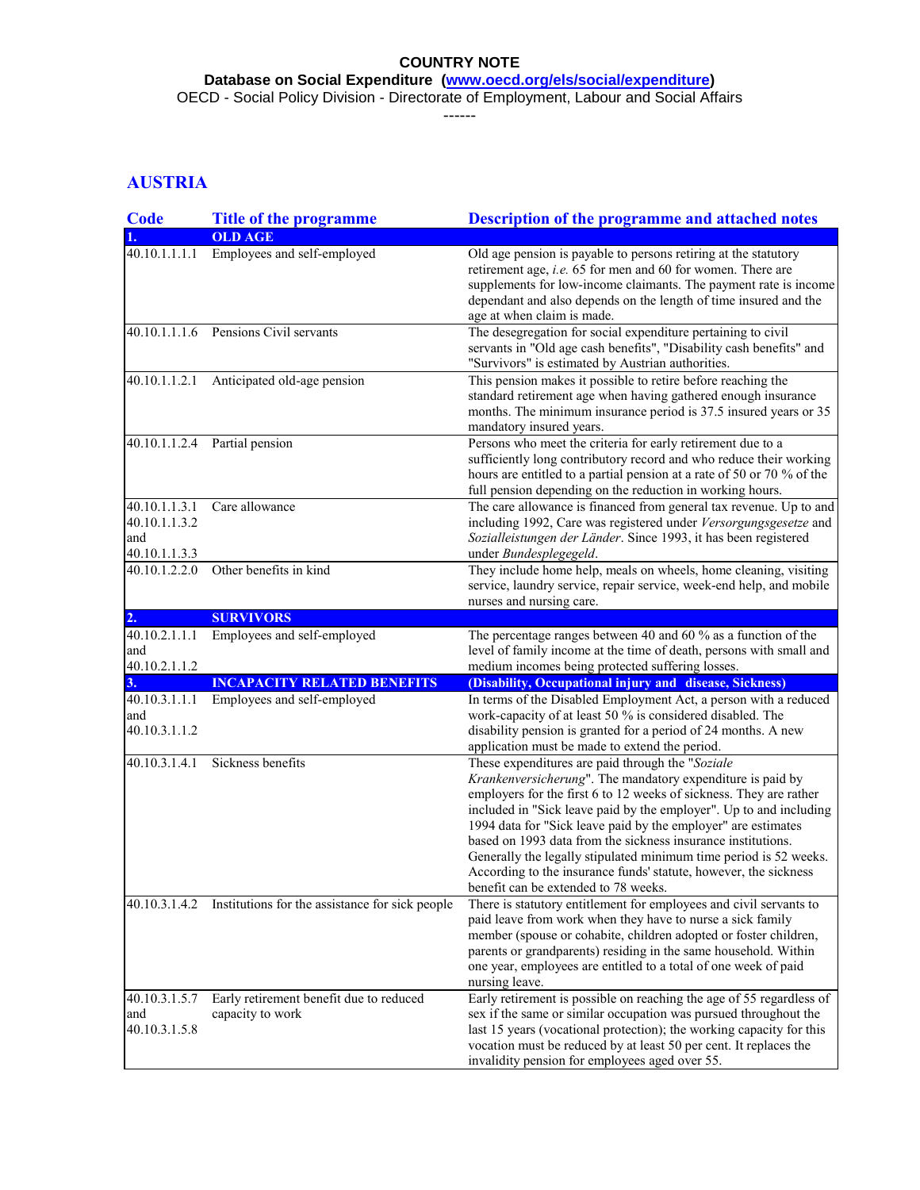**COUNTRY NOTE**

**Database on Social Expenditure ([www.oecd.org/els/social/expenditure](www.oecd.org/els/social/expenditure))**

OECD - Social Policy Division - Directorate of Employment, Labour and Social Affairs

------

## AUSTRIA

| Code | Title of the programme | Description of the programme and attached notes |
|---|---|---|
| **1.** | **OLD AGE** | |
| 40.10.1.1.1.1 | Employees and self-employed | Old age pension is payable to persons retiring at the statutory retirement age, *i.e.* 65 for men and 60 for women. There are supplements for low-income claimants. The payment rate is income dependant and also depends on the length of time insured and the age at when claim is made. |
| 40.10.1.1.1.6 | Pensions Civil servants | The desegregation for social expenditure pertaining to civil servants in "Old age cash benefits", "Disability cash benefits" and "Survivors" is estimated by Austrian authorities. |
| 40.10.1.1.2.1 | Anticipated old-age pension | This pension makes it possible to retire before reaching the standard retirement age when having gathered enough insurance months. The minimum insurance period is 37.5 insured years or 35 mandatory insured years. |
| 40.10.1.1.2.4 | Partial pension | Persons who meet the criteria for early retirement due to a sufficiently long contributory record and who reduce their working hours are entitled to a partial pension at a rate of 50 or 70 % of the full pension depending on the reduction in working hours. |
| 40.10.1.1.3.1 40.10.1.1.3.2 and 40.10.1.1.3.3 | Care allowance | The care allowance is financed from general tax revenue. Up to and including 1992, Care was registered under *Versorgungsgesetze* and *Sozialleistungen der Länder*. Since 1993, it has been registered under *Bundesplegegeld*. |
| 40.10.1.2.2.0 | Other benefits in kind | They include home help, meals on wheels, home cleaning, visiting service, laundry service, repair service, week-end help, and mobile nurses and nursing care. |
| **2.** | **SURVIVORS** | |
| 40.10.2.1.1.1 and 40.10.2.1.1.2 | Employees and self-employed | The percentage ranges between 40 and 60 % as a function of the level of family income at the time of death, persons with small and medium incomes being protected suffering losses. |
| **3.** | **INCAPACITY RELATED BENEFITS** | **(Disability, Occupational injury and disease, Sickness)** |
| 40.10.3.1.1.1 and 40.10.3.1.1.2 | Employees and self-employed | In terms of the Disabled Employment Act, a person with a reduced work-capacity of at least 50 % is considered disabled. The disability pension is granted for a period of 24 months. A new application must be made to extend the period. |
| 40.10.3.1.4.1 | Sickness benefits | These expenditures are paid through the "*Soziale Krankenversicherung*". The mandatory expenditure is paid by employers for the first 6 to 12 weeks of sickness. They are rather included in "Sick leave paid by the employer". Up to and including 1994 data for "Sick leave paid by the employer" are estimates based on 1993 data from the sickness insurance institutions. Generally the legally stipulated minimum time period is 52 weeks. According to the insurance funds' statute, however, the sickness benefit can be extended to 78 weeks. |
| 40.10.3.1.4.2 | Institutions for the assistance for sick people | There is statutory entitlement for employees and civil servants to paid leave from work when they have to nurse a sick family member (spouse or cohabite, children adopted or foster children, parents or grandparents) residing in the same household. Within one year, employees are entitled to a total of one week of paid nursing leave. |
| 40.10.3.1.5.7 and 40.10.3.1.5.8 | Early retirement benefit due to reduced capacity to work | Early retirement is possible on reaching the age of 55 regardless of sex if the same or similar occupation was pursued throughout the last 15 years (vocational protection); the working capacity for this vocation must be reduced by at least 50 per cent. It replaces the invalidity pension for employees aged over 55. |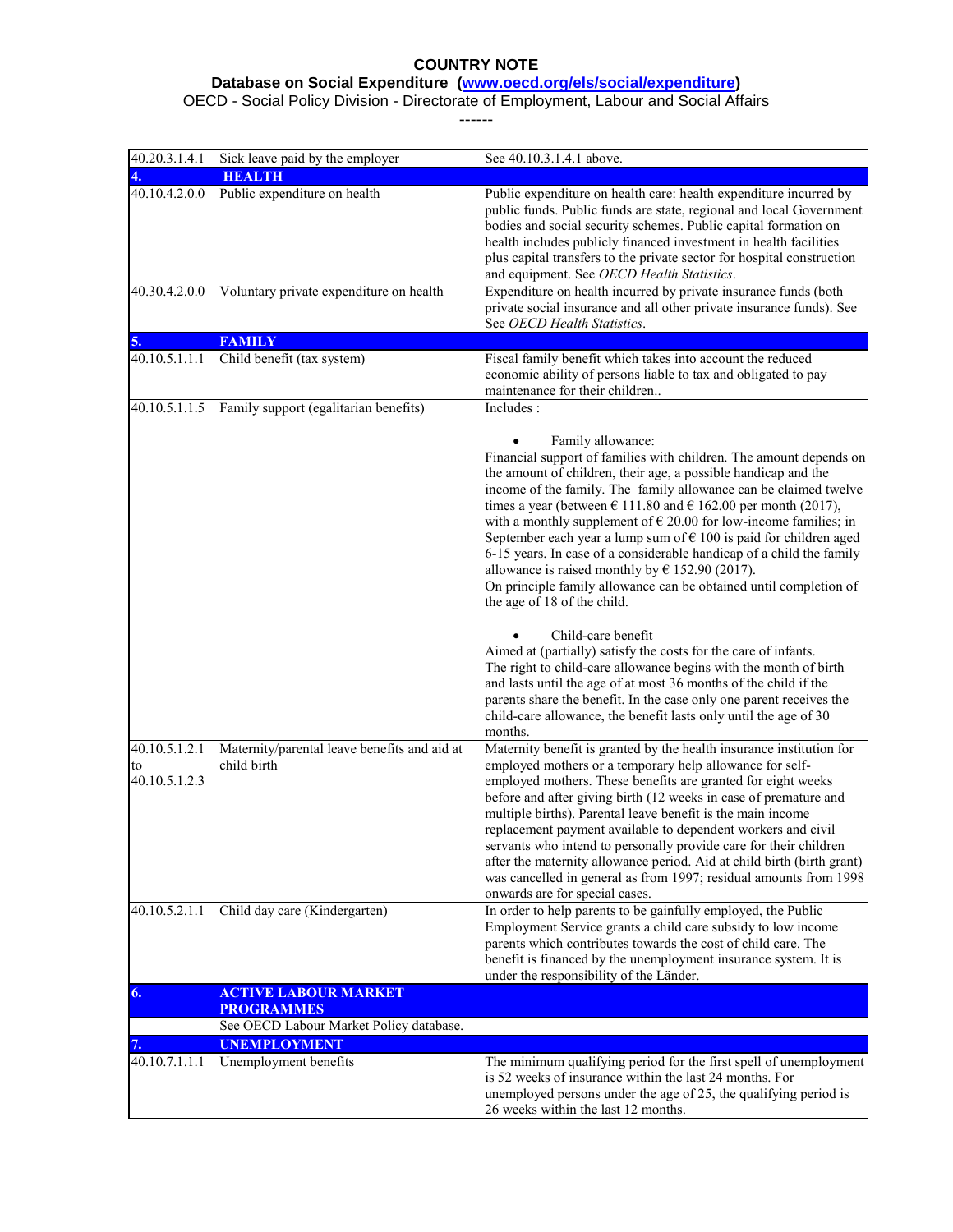**COUNTRY NOTE**

**Database on Social Expenditure (www.oecd.org/els/social/expenditure)**

OECD - Social Policy Division - Directorate of Employment, Labour and Social Affairs

------

| | | |
|---|---|---|
| 40.20.3.1.4.1 | Sick leave paid by the employer | See 40.10.3.1.4.1 above. |
| **4.** | **HEALTH** | |
| 40.10.4.2.0.0 | Public expenditure on health | Public expenditure on health care: health expenditure incurred by public funds. Public funds are state, regional and local Government bodies and social security schemes. Public capital formation on health includes publicly financed investment in health facilities plus capital transfers to the private sector for hospital construction and equipment. See *OECD Health Statistics*. |
| 40.30.4.2.0.0 | Voluntary private expenditure on health | Expenditure on health incurred by private insurance funds (both private social insurance and all other private insurance funds). See See *OECD Health Statistics*. |
| **5.** | **FAMILY** | |
| 40.10.5.1.1.1 | Child benefit (tax system) | Fiscal family benefit which takes into account the reduced economic ability of persons liable to tax and obligated to pay maintenance for their children.. |
| 40.10.5.1.1.5 | Family support (egalitarian benefits) | Includes :<br><br>• Family allowance:<br>Financial support of families with children. The amount depends on the amount of children, their age, a possible handicap and the income of the family. The family allowance can be claimed twelve times a year (between € 111.80 and € 162.00 per month (2017), with a monthly supplement of € 20.00 for low-income families; in September each year a lump sum of € 100 is paid for children aged 6-15 years. In case of a considerable handicap of a child the family allowance is raised monthly by € 152.90 (2017).<br>On principle family allowance can be obtained until completion of the age of 18 of the child.<br><br>• Child-care benefit<br>Aimed at (partially) satisfy the costs for the care of infants. The right to child-care allowance begins with the month of birth and lasts until the age of at most 36 months of the child if the parents share the benefit. In the case only one parent receives the child-care allowance, the benefit lasts only until the age of 30 months. |
| 40.10.5.1.2.1 to 40.10.5.1.2.3 | Maternity/parental leave benefits and aid at child birth | Maternity benefit is granted by the health insurance institution for employed mothers or a temporary help allowance for self-employed mothers. These benefits are granted for eight weeks before and after giving birth (12 weeks in case of premature and multiple births). Parental leave benefit is the main income replacement payment available to dependent workers and civil servants who intend to personally provide care for their children after the maternity allowance period. Aid at child birth (birth grant) was cancelled in general as from 1997; residual amounts from 1998 onwards are for special cases. |
| 40.10.5.2.1.1 | Child day care (Kindergarten) | In order to help parents to be gainfully employed, the Public Employment Service grants a child care subsidy to low income parents which contributes towards the cost of child care. The benefit is financed by the unemployment insurance system. It is under the responsibility of the Länder. |
| **6.** | **ACTIVE LABOUR MARKET PROGRAMMES** | |
| | See OECD Labour Market Policy database. | |
| **7.** | **UNEMPLOYMENT** | |
| 40.10.7.1.1.1 | Unemployment benefits | The minimum qualifying period for the first spell of unemployment is 52 weeks of insurance within the last 24 months. For unemployed persons under the age of 25, the qualifying period is 26 weeks within the last 12 months. |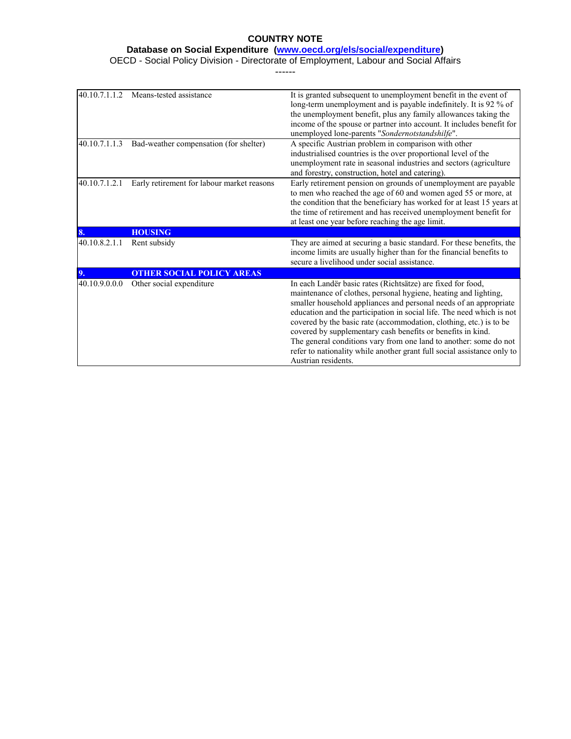**COUNTRY NOTE**

**Database on Social Expenditure ([www.oecd.org/els/social/expenditure](http://www.oecd.org/els/social/expenditure))**

OECD - Social Policy Division - Directorate of Employment, Labour and Social Affairs

------

| | | |
|---|---|---|
| 40.10.7.1.1.2 | Means-tested assistance | It is granted subsequent to unemployment benefit in the event of long-term unemployment and is payable indefinitely. It is 92 % of the unemployment benefit, plus any family allowances taking the income of the spouse or partner into account. It includes benefit for unemployed lone-parents "*Sondernotstandshilfe*". |
| 40.10.7.1.1.3 | Bad-weather compensation (for shelter) | A specific Austrian problem in comparison with other industrialised countries is the over proportional level of the unemployment rate in seasonal industries and sectors (agriculture and forestry, construction, hotel and catering). |
| 40.10.7.1.2.1 | Early retirement for labour market reasons | Early retirement pension on grounds of unemployment are payable to men who reached the age of 60 and women aged 55 or more, at the condition that the beneficiary has worked for at least 15 years at the time of retirement and has received unemployment benefit for at least one year before reaching the age limit. |
| **8.** | **HOUSING** | |
| 40.10.8.2.1.1 | Rent subsidy | They are aimed at securing a basic standard. For these benefits, the income limits are usually higher than for the financial benefits to secure a livelihood under social assistance. |
| **9.** | **OTHER SOCIAL POLICY AREAS** | |
| 40.10.9.0.0.0 | Other social expenditure | In each Landër basic rates (Richtsätze) are fixed for food, maintenance of clothes, personal hygiene, heating and lighting, smaller household appliances and personal needs of an appropriate education and the participation in social life. The need which is not covered by the basic rate (accommodation, clothing, etc.) is to be covered by supplementary cash benefits or benefits in kind. The general conditions vary from one land to another: some do not refer to nationality while another grant full social assistance only to Austrian residents. |